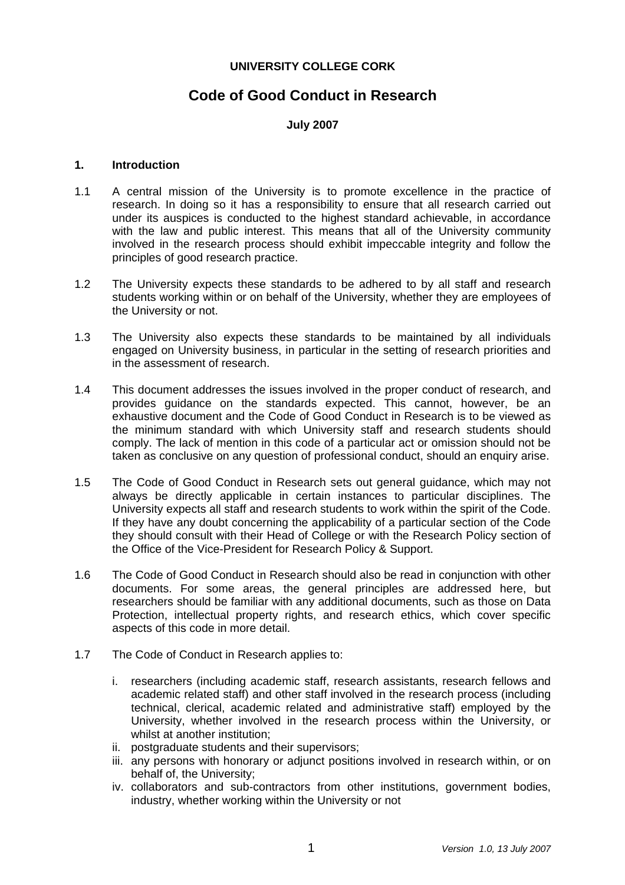**UNIVERSITY COLLEGE CORK**

# Code of Good Conduct in Research

**July 2007**

## 1. Introduction

1.1 A central mission of the University is to promote excellence in the practice of research. In doing so it has a responsibility to ensure that all research carried out under its auspices is conducted to the highest standard achievable, in accordance with the law and public interest. This means that all of the University community involved in the research process should exhibit impeccable integrity and follow the principles of good research practice.

1.2 The University expects these standards to be adhered to by all staff and research students working within or on behalf of the University, whether they are employees of the University or not.

1.3 The University also expects these standards to be maintained by all individuals engaged on University business, in particular in the setting of research priorities and in the assessment of research.

1.4 This document addresses the issues involved in the proper conduct of research, and provides guidance on the standards expected. This cannot, however, be an exhaustive document and the Code of Good Conduct in Research is to be viewed as the minimum standard with which University staff and research students should comply. The lack of mention in this code of a particular act or omission should not be taken as conclusive on any question of professional conduct, should an enquiry arise.

1.5 The Code of Good Conduct in Research sets out general guidance, which may not always be directly applicable in certain instances to particular disciplines. The University expects all staff and research students to work within the spirit of the Code. If they have any doubt concerning the applicability of a particular section of the Code they should consult with their Head of College or with the Research Policy section of the Office of the Vice-President for Research Policy & Support.

1.6 The Code of Good Conduct in Research should also be read in conjunction with other documents. For some areas, the general principles are addressed here, but researchers should be familiar with any additional documents, such as those on Data Protection, intellectual property rights, and research ethics, which cover specific aspects of this code in more detail.

1.7 The Code of Conduct in Research applies to:

i. researchers (including academic staff, research assistants, research fellows and academic related staff) and other staff involved in the research process (including technical, clerical, academic related and administrative staff) employed by the University, whether involved in the research process within the University, or whilst at another institution;
ii. postgraduate students and their supervisors;
iii. any persons with honorary or adjunct positions involved in research within, or on behalf of, the University;
iv. collaborators and sub-contractors from other institutions, government bodies, industry, whether working within the University or not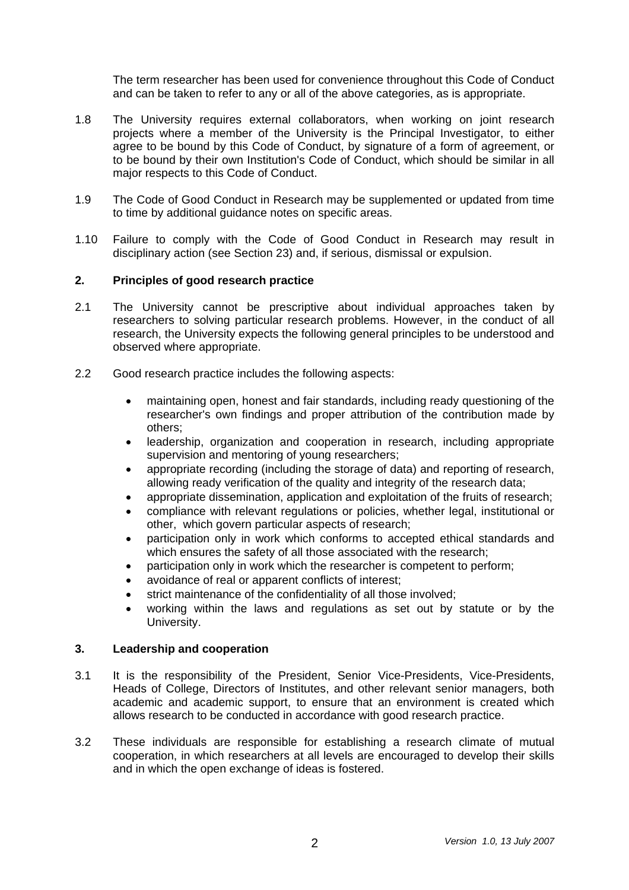The term researcher has been used for convenience throughout this Code of Conduct and can be taken to refer to any or all of the above categories, as is appropriate.

1.8 The University requires external collaborators, when working on joint research projects where a member of the University is the Principal Investigator, to either agree to be bound by this Code of Conduct, by signature of a form of agreement, or to be bound by their own Institution's Code of Conduct, which should be similar in all major respects to this Code of Conduct.

1.9 The Code of Good Conduct in Research may be supplemented or updated from time to time by additional guidance notes on specific areas.

1.10 Failure to comply with the Code of Good Conduct in Research may result in disciplinary action (see Section 23) and, if serious, dismissal or expulsion.

## 2. Principles of good research practice

2.1 The University cannot be prescriptive about individual approaches taken by researchers to solving particular research problems. However, in the conduct of all research, the University expects the following general principles to be understood and observed where appropriate.

2.2 Good research practice includes the following aspects:

- maintaining open, honest and fair standards, including ready questioning of the researcher's own findings and proper attribution of the contribution made by others;
- leadership, organization and cooperation in research, including appropriate supervision and mentoring of young researchers;
- appropriate recording (including the storage of data) and reporting of research, allowing ready verification of the quality and integrity of the research data;
- appropriate dissemination, application and exploitation of the fruits of research;
- compliance with relevant regulations or policies, whether legal, institutional or other, which govern particular aspects of research;
- participation only in work which conforms to accepted ethical standards and which ensures the safety of all those associated with the research;
- participation only in work which the researcher is competent to perform;
- avoidance of real or apparent conflicts of interest;
- strict maintenance of the confidentiality of all those involved;
- working within the laws and regulations as set out by statute or by the University.

## 3. Leadership and cooperation

3.1 It is the responsibility of the President, Senior Vice-Presidents, Vice-Presidents, Heads of College, Directors of Institutes, and other relevant senior managers, both academic and academic support, to ensure that an environment is created which allows research to be conducted in accordance with good research practice.

3.2 These individuals are responsible for establishing a research climate of mutual cooperation, in which researchers at all levels are encouraged to develop their skills and in which the open exchange of ideas is fostered.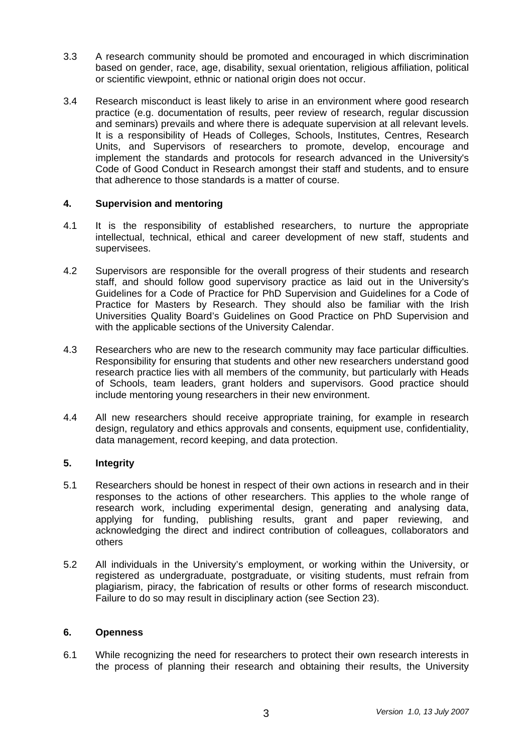3.3 A research community should be promoted and encouraged in which discrimination based on gender, race, age, disability, sexual orientation, religious affiliation, political or scientific viewpoint, ethnic or national origin does not occur.

3.4 Research misconduct is least likely to arise in an environment where good research practice (e.g. documentation of results, peer review of research, regular discussion and seminars) prevails and where there is adequate supervision at all relevant levels. It is a responsibility of Heads of Colleges, Schools, Institutes, Centres, Research Units, and Supervisors of researchers to promote, develop, encourage and implement the standards and protocols for research advanced in the University's Code of Good Conduct in Research amongst their staff and students, and to ensure that adherence to those standards is a matter of course.

## 4. Supervision and mentoring

4.1 It is the responsibility of established researchers, to nurture the appropriate intellectual, technical, ethical and career development of new staff, students and supervisees.

4.2 Supervisors are responsible for the overall progress of their students and research staff, and should follow good supervisory practice as laid out in the University's Guidelines for a Code of Practice for PhD Supervision and Guidelines for a Code of Practice for Masters by Research. They should also be familiar with the Irish Universities Quality Board's Guidelines on Good Practice on PhD Supervision and with the applicable sections of the University Calendar.

4.3 Researchers who are new to the research community may face particular difficulties. Responsibility for ensuring that students and other new researchers understand good research practice lies with all members of the community, but particularly with Heads of Schools, team leaders, grant holders and supervisors. Good practice should include mentoring young researchers in their new environment.

4.4 All new researchers should receive appropriate training, for example in research design, regulatory and ethics approvals and consents, equipment use, confidentiality, data management, record keeping, and data protection.

## 5. Integrity

5.1 Researchers should be honest in respect of their own actions in research and in their responses to the actions of other researchers. This applies to the whole range of research work, including experimental design, generating and analysing data, applying for funding, publishing results, grant and paper reviewing, and acknowledging the direct and indirect contribution of colleagues, collaborators and others

5.2 All individuals in the University's employment, or working within the University, or registered as undergraduate, postgraduate, or visiting students, must refrain from plagiarism, piracy, the fabrication of results or other forms of research misconduct. Failure to do so may result in disciplinary action (see Section 23).

## 6. Openness

6.1 While recognizing the need for researchers to protect their own research interests in the process of planning their research and obtaining their results, the University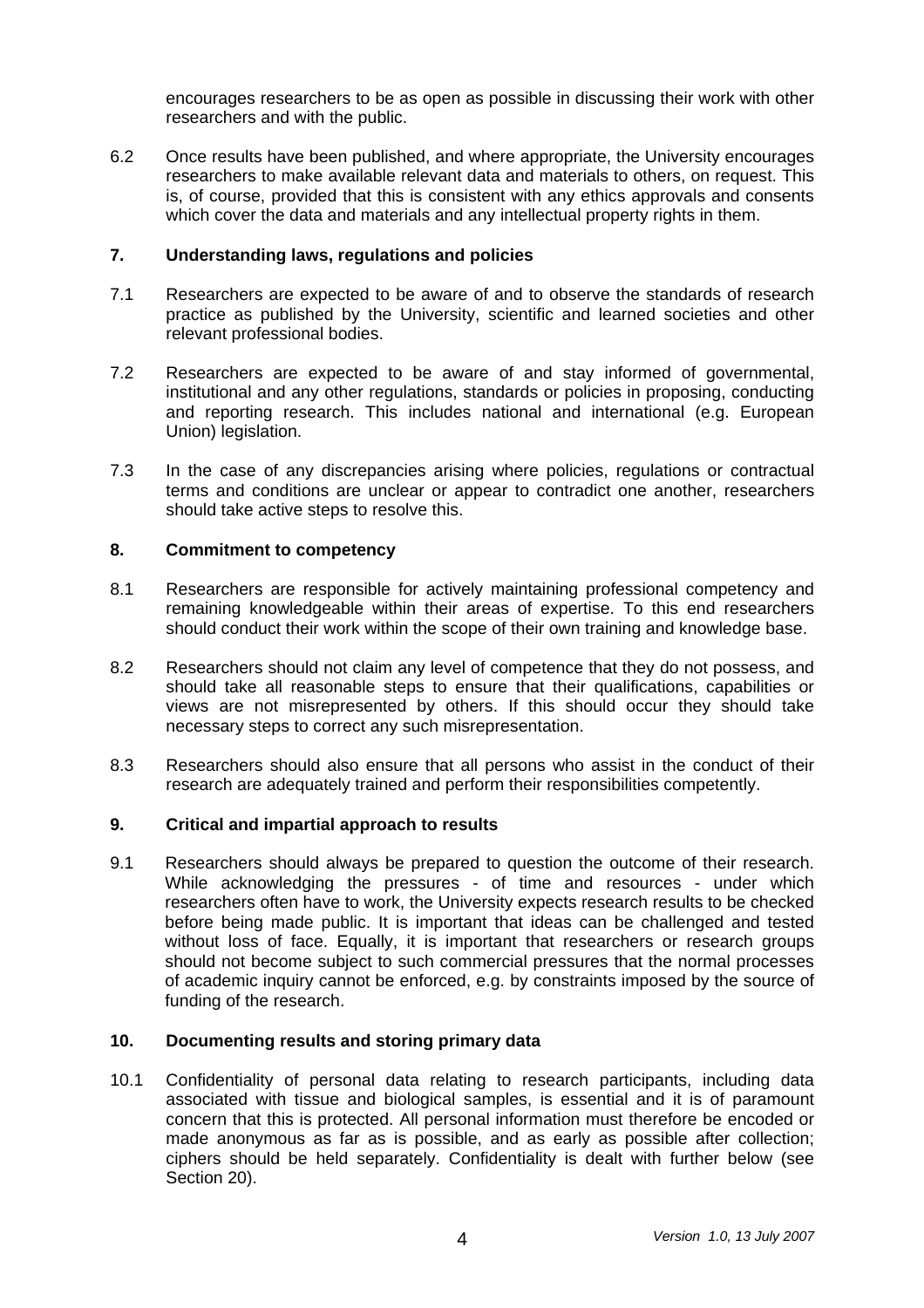encourages researchers to be as open as possible in discussing their work with other researchers and with the public.

6.2 Once results have been published, and where appropriate, the University encourages researchers to make available relevant data and materials to others, on request. This is, of course, provided that this is consistent with any ethics approvals and consents which cover the data and materials and any intellectual property rights in them.

## 7. Understanding laws, regulations and policies

7.1 Researchers are expected to be aware of and to observe the standards of research practice as published by the University, scientific and learned societies and other relevant professional bodies.

7.2 Researchers are expected to be aware of and stay informed of governmental, institutional and any other regulations, standards or policies in proposing, conducting and reporting research. This includes national and international (e.g. European Union) legislation.

7.3 In the case of any discrepancies arising where policies, regulations or contractual terms and conditions are unclear or appear to contradict one another, researchers should take active steps to resolve this.

## 8. Commitment to competency

8.1 Researchers are responsible for actively maintaining professional competency and remaining knowledgeable within their areas of expertise. To this end researchers should conduct their work within the scope of their own training and knowledge base.

8.2 Researchers should not claim any level of competence that they do not possess, and should take all reasonable steps to ensure that their qualifications, capabilities or views are not misrepresented by others. If this should occur they should take necessary steps to correct any such misrepresentation.

8.3 Researchers should also ensure that all persons who assist in the conduct of their research are adequately trained and perform their responsibilities competently.

## 9. Critical and impartial approach to results

9.1 Researchers should always be prepared to question the outcome of their research. While acknowledging the pressures - of time and resources - under which researchers often have to work, the University expects research results to be checked before being made public. It is important that ideas can be challenged and tested without loss of face. Equally, it is important that researchers or research groups should not become subject to such commercial pressures that the normal processes of academic inquiry cannot be enforced, e.g. by constraints imposed by the source of funding of the research.

## 10. Documenting results and storing primary data

10.1 Confidentiality of personal data relating to research participants, including data associated with tissue and biological samples, is essential and it is of paramount concern that this is protected. All personal information must therefore be encoded or made anonymous as far as is possible, and as early as possible after collection; ciphers should be held separately. Confidentiality is dealt with further below (see Section 20).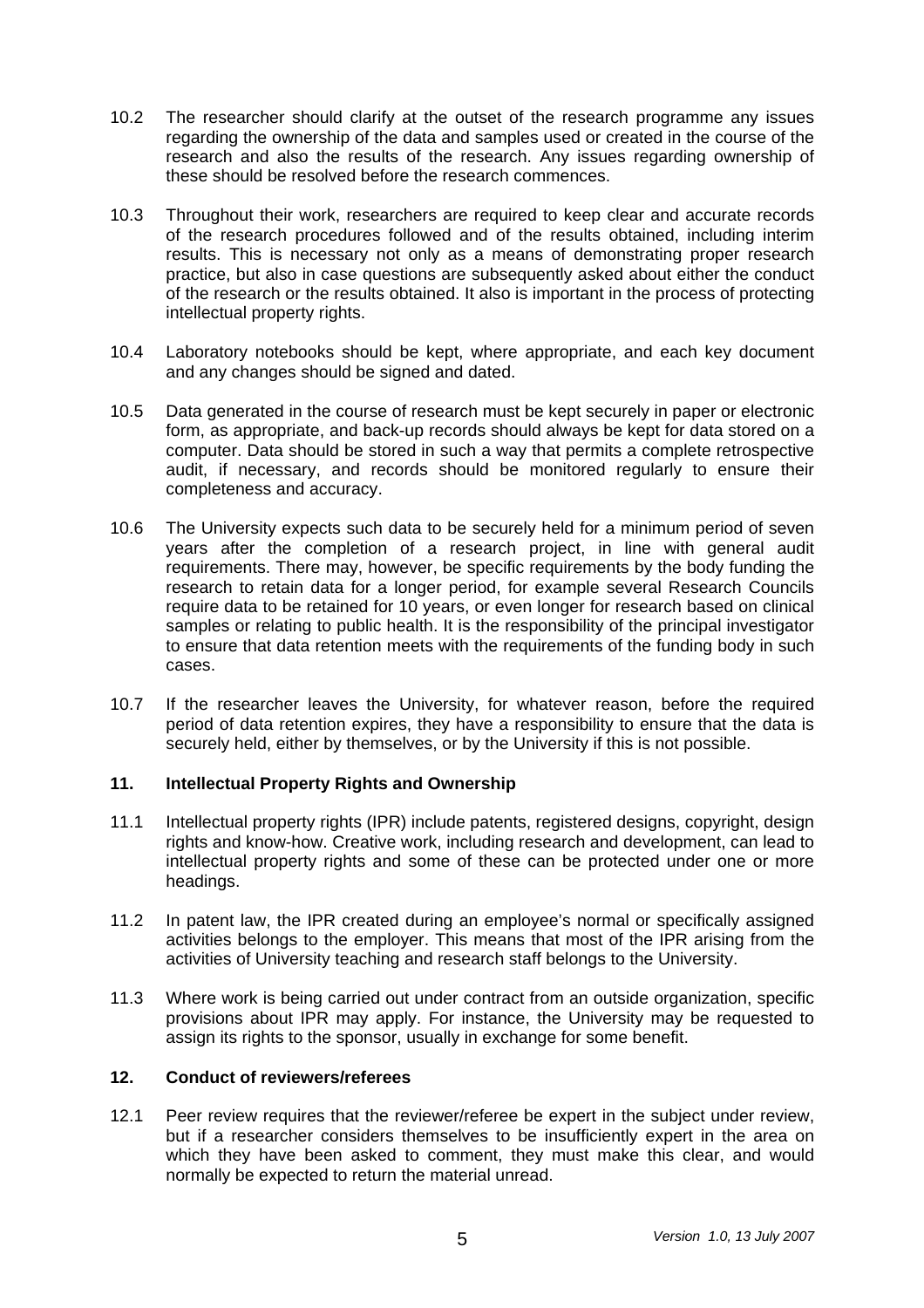10.2 The researcher should clarify at the outset of the research programme any issues regarding the ownership of the data and samples used or created in the course of the research and also the results of the research. Any issues regarding ownership of these should be resolved before the research commences.

10.3 Throughout their work, researchers are required to keep clear and accurate records of the research procedures followed and of the results obtained, including interim results. This is necessary not only as a means of demonstrating proper research practice, but also in case questions are subsequently asked about either the conduct of the research or the results obtained. It also is important in the process of protecting intellectual property rights.

10.4 Laboratory notebooks should be kept, where appropriate, and each key document and any changes should be signed and dated.

10.5 Data generated in the course of research must be kept securely in paper or electronic form, as appropriate, and back-up records should always be kept for data stored on a computer. Data should be stored in such a way that permits a complete retrospective audit, if necessary, and records should be monitored regularly to ensure their completeness and accuracy.

10.6 The University expects such data to be securely held for a minimum period of seven years after the completion of a research project, in line with general audit requirements. There may, however, be specific requirements by the body funding the research to retain data for a longer period, for example several Research Councils require data to be retained for 10 years, or even longer for research based on clinical samples or relating to public health. It is the responsibility of the principal investigator to ensure that data retention meets with the requirements of the funding body in such cases.

10.7 If the researcher leaves the University, for whatever reason, before the required period of data retention expires, they have a responsibility to ensure that the data is securely held, either by themselves, or by the University if this is not possible.

## 11. Intellectual Property Rights and Ownership

11.1 Intellectual property rights (IPR) include patents, registered designs, copyright, design rights and know-how. Creative work, including research and development, can lead to intellectual property rights and some of these can be protected under one or more headings.

11.2 In patent law, the IPR created during an employee's normal or specifically assigned activities belongs to the employer. This means that most of the IPR arising from the activities of University teaching and research staff belongs to the University.

11.3 Where work is being carried out under contract from an outside organization, specific provisions about IPR may apply. For instance, the University may be requested to assign its rights to the sponsor, usually in exchange for some benefit.

## 12. Conduct of reviewers/referees

12.1 Peer review requires that the reviewer/referee be expert in the subject under review, but if a researcher considers themselves to be insufficiently expert in the area on which they have been asked to comment, they must make this clear, and would normally be expected to return the material unread.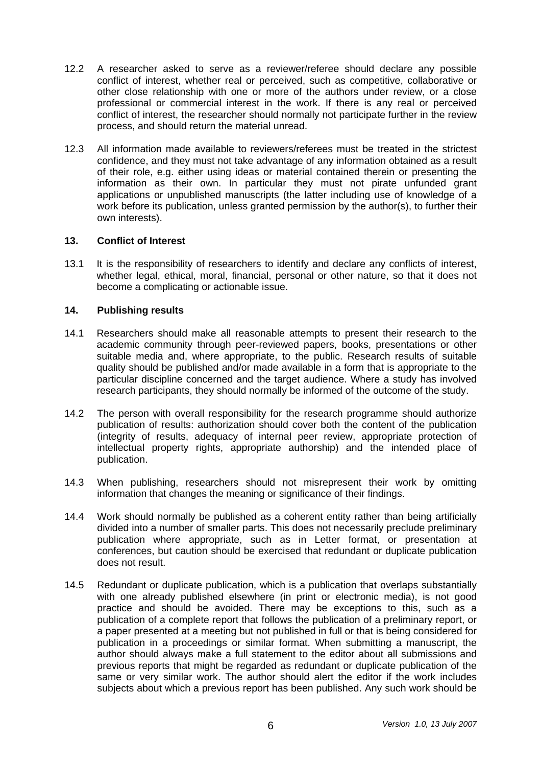12.2 A researcher asked to serve as a reviewer/referee should declare any possible conflict of interest, whether real or perceived, such as competitive, collaborative or other close relationship with one or more of the authors under review, or a close professional or commercial interest in the work. If there is any real or perceived conflict of interest, the researcher should normally not participate further in the review process, and should return the material unread.

12.3 All information made available to reviewers/referees must be treated in the strictest confidence, and they must not take advantage of any information obtained as a result of their role, e.g. either using ideas or material contained therein or presenting the information as their own. In particular they must not pirate unfunded grant applications or unpublished manuscripts (the latter including use of knowledge of a work before its publication, unless granted permission by the author(s), to further their own interests).

### 13. Conflict of Interest

13.1 It is the responsibility of researchers to identify and declare any conflicts of interest, whether legal, ethical, moral, financial, personal or other nature, so that it does not become a complicating or actionable issue.

### 14. Publishing results

14.1 Researchers should make all reasonable attempts to present their research to the academic community through peer-reviewed papers, books, presentations or other suitable media and, where appropriate, to the public. Research results of suitable quality should be published and/or made available in a form that is appropriate to the particular discipline concerned and the target audience. Where a study has involved research participants, they should normally be informed of the outcome of the study.

14.2 The person with overall responsibility for the research programme should authorize publication of results: authorization should cover both the content of the publication (integrity of results, adequacy of internal peer review, appropriate protection of intellectual property rights, appropriate authorship) and the intended place of publication.

14.3 When publishing, researchers should not misrepresent their work by omitting information that changes the meaning or significance of their findings.

14.4 Work should normally be published as a coherent entity rather than being artificially divided into a number of smaller parts. This does not necessarily preclude preliminary publication where appropriate, such as in Letter format, or presentation at conferences, but caution should be exercised that redundant or duplicate publication does not result.

14.5 Redundant or duplicate publication, which is a publication that overlaps substantially with one already published elsewhere (in print or electronic media), is not good practice and should be avoided. There may be exceptions to this, such as a publication of a complete report that follows the publication of a preliminary report, or a paper presented at a meeting but not published in full or that is being considered for publication in a proceedings or similar format. When submitting a manuscript, the author should always make a full statement to the editor about all submissions and previous reports that might be regarded as redundant or duplicate publication of the same or very similar work. The author should alert the editor if the work includes subjects about which a previous report has been published. Any such work should be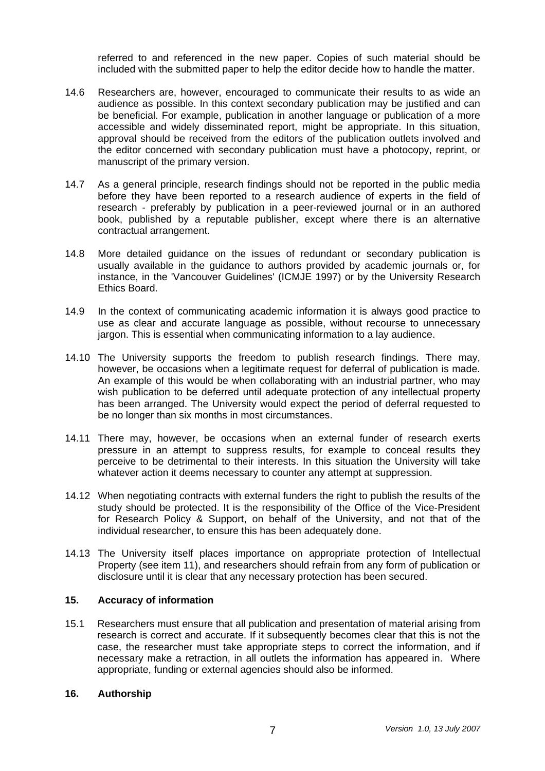referred to and referenced in the new paper. Copies of such material should be included with the submitted paper to help the editor decide how to handle the matter.

14.6 Researchers are, however, encouraged to communicate their results to as wide an audience as possible. In this context secondary publication may be justified and can be beneficial. For example, publication in another language or publication of a more accessible and widely disseminated report, might be appropriate. In this situation, approval should be received from the editors of the publication outlets involved and the editor concerned with secondary publication must have a photocopy, reprint, or manuscript of the primary version.

14.7 As a general principle, research findings should not be reported in the public media before they have been reported to a research audience of experts in the field of research - preferably by publication in a peer-reviewed journal or in an authored book, published by a reputable publisher, except where there is an alternative contractual arrangement.

14.8 More detailed guidance on the issues of redundant or secondary publication is usually available in the guidance to authors provided by academic journals or, for instance, in the 'Vancouver Guidelines' (ICMJE 1997) or by the University Research Ethics Board.

14.9 In the context of communicating academic information it is always good practice to use as clear and accurate language as possible, without recourse to unnecessary jargon. This is essential when communicating information to a lay audience.

14.10 The University supports the freedom to publish research findings. There may, however, be occasions when a legitimate request for deferral of publication is made. An example of this would be when collaborating with an industrial partner, who may wish publication to be deferred until adequate protection of any intellectual property has been arranged. The University would expect the period of deferral requested to be no longer than six months in most circumstances.

14.11 There may, however, be occasions when an external funder of research exerts pressure in an attempt to suppress results, for example to conceal results they perceive to be detrimental to their interests. In this situation the University will take whatever action it deems necessary to counter any attempt at suppression.

14.12 When negotiating contracts with external funders the right to publish the results of the study should be protected. It is the responsibility of the Office of the Vice-President for Research Policy & Support, on behalf of the University, and not that of the individual researcher, to ensure this has been adequately done.

14.13 The University itself places importance on appropriate protection of Intellectual Property (see item 11), and researchers should refrain from any form of publication or disclosure until it is clear that any necessary protection has been secured.

## 15. Accuracy of information

15.1 Researchers must ensure that all publication and presentation of material arising from research is correct and accurate. If it subsequently becomes clear that this is not the case, the researcher must take appropriate steps to correct the information, and if necessary make a retraction, in all outlets the information has appeared in. Where appropriate, funding or external agencies should also be informed.

## 16. Authorship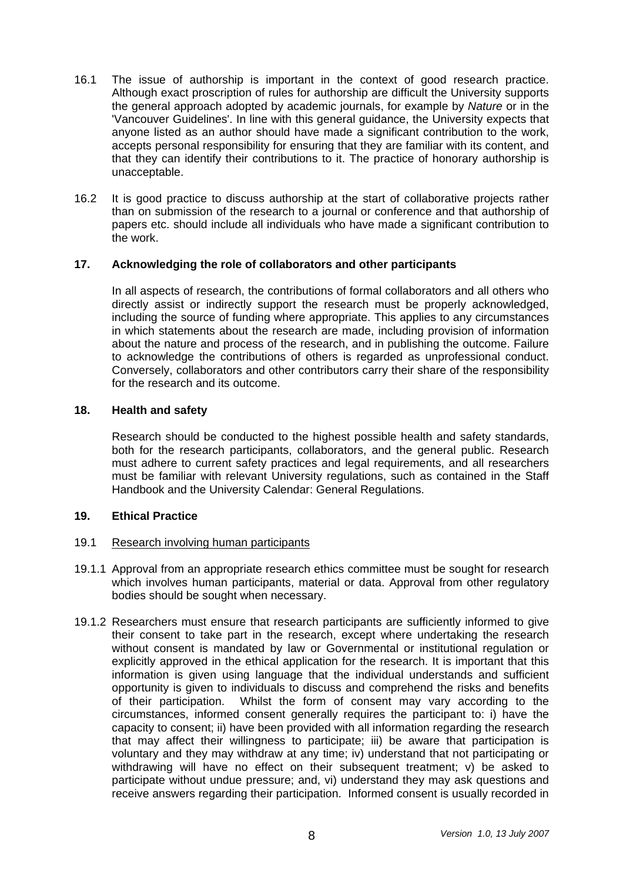16.1 The issue of authorship is important in the context of good research practice. Although exact proscription of rules for authorship are difficult the University supports the general approach adopted by academic journals, for example by *Nature* or in the 'Vancouver Guidelines'. In line with this general guidance, the University expects that anyone listed as an author should have made a significant contribution to the work, accepts personal responsibility for ensuring that they are familiar with its content, and that they can identify their contributions to it. The practice of honorary authorship is unacceptable.

16.2 It is good practice to discuss authorship at the start of collaborative projects rather than on submission of the research to a journal or conference and that authorship of papers etc. should include all individuals who have made a significant contribution to the work.

## 17. Acknowledging the role of collaborators and other participants

In all aspects of research, the contributions of formal collaborators and all others who directly assist or indirectly support the research must be properly acknowledged, including the source of funding where appropriate. This applies to any circumstances in which statements about the research are made, including provision of information about the nature and process of the research, and in publishing the outcome. Failure to acknowledge the contributions of others is regarded as unprofessional conduct. Conversely, collaborators and other contributors carry their share of the responsibility for the research and its outcome.

## 18. Health and safety

Research should be conducted to the highest possible health and safety standards, both for the research participants, collaborators, and the general public. Research must adhere to current safety practices and legal requirements, and all researchers must be familiar with relevant University regulations, such as contained in the Staff Handbook and the University Calendar: General Regulations.

## 19. Ethical Practice

### 19.1 Research involving human participants

19.1.1 Approval from an appropriate research ethics committee must be sought for research which involves human participants, material or data. Approval from other regulatory bodies should be sought when necessary.

19.1.2 Researchers must ensure that research participants are sufficiently informed to give their consent to take part in the research, except where undertaking the research without consent is mandated by law or Governmental or institutional regulation or explicitly approved in the ethical application for the research. It is important that this information is given using language that the individual understands and sufficient opportunity is given to individuals to discuss and comprehend the risks and benefits of their participation. Whilst the form of consent may vary according to the circumstances, informed consent generally requires the participant to: i) have the capacity to consent; ii) have been provided with all information regarding the research that may affect their willingness to participate; iii) be aware that participation is voluntary and they may withdraw at any time; iv) understand that not participating or withdrawing will have no effect on their subsequent treatment; v) be asked to participate without undue pressure; and, vi) understand they may ask questions and receive answers regarding their participation. Informed consent is usually recorded in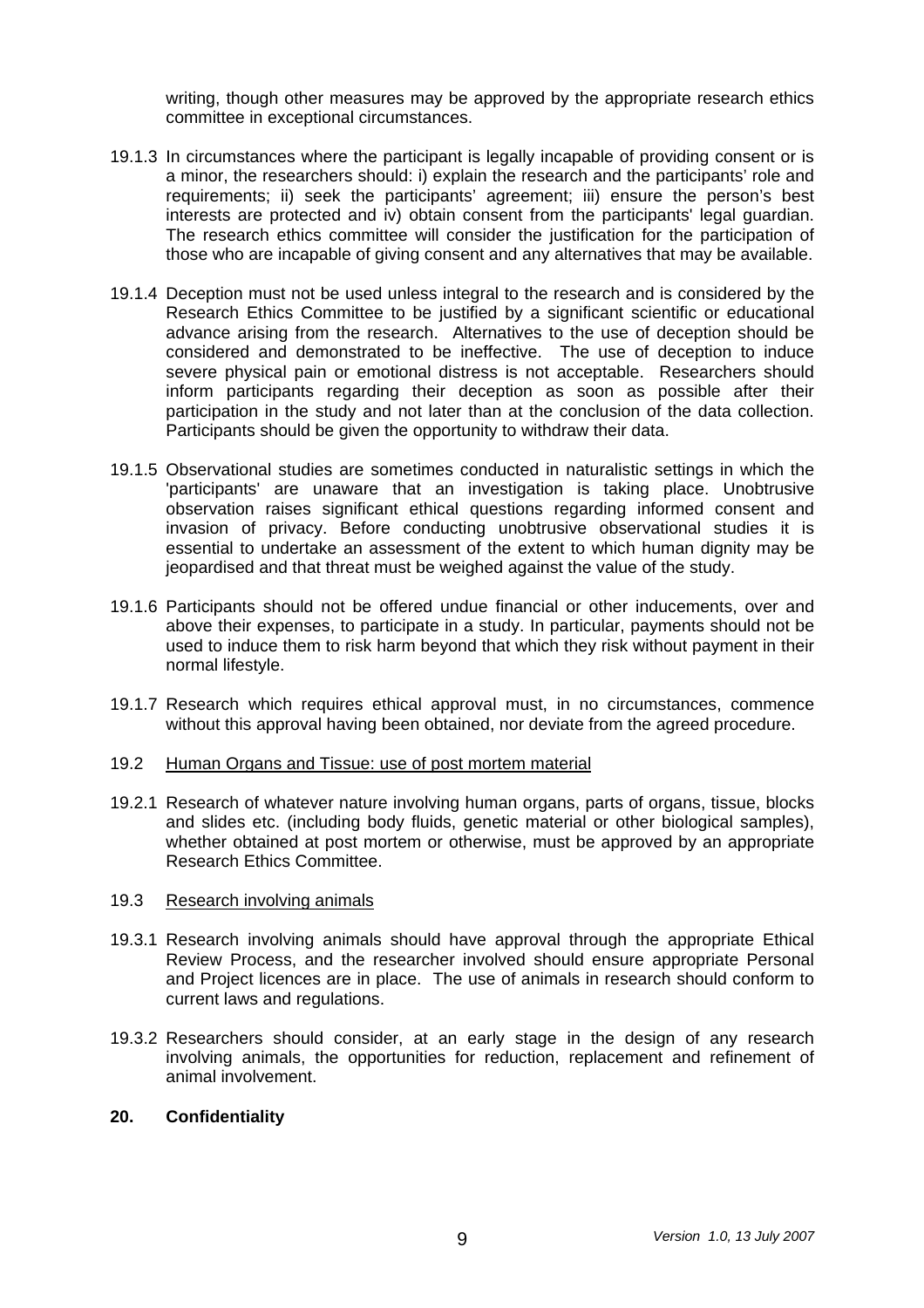writing, though other measures may be approved by the appropriate research ethics committee in exceptional circumstances.

19.1.3 In circumstances where the participant is legally incapable of providing consent or is a minor, the researchers should: i) explain the research and the participants' role and requirements; ii) seek the participants' agreement; iii) ensure the person's best interests are protected and iv) obtain consent from the participants' legal guardian. The research ethics committee will consider the justification for the participation of those who are incapable of giving consent and any alternatives that may be available.

19.1.4 Deception must not be used unless integral to the research and is considered by the Research Ethics Committee to be justified by a significant scientific or educational advance arising from the research. Alternatives to the use of deception should be considered and demonstrated to be ineffective. The use of deception to induce severe physical pain or emotional distress is not acceptable. Researchers should inform participants regarding their deception as soon as possible after their participation in the study and not later than at the conclusion of the data collection. Participants should be given the opportunity to withdraw their data.

19.1.5 Observational studies are sometimes conducted in naturalistic settings in which the 'participants' are unaware that an investigation is taking place. Unobtrusive observation raises significant ethical questions regarding informed consent and invasion of privacy. Before conducting unobtrusive observational studies it is essential to undertake an assessment of the extent to which human dignity may be jeopardised and that threat must be weighed against the value of the study.

19.1.6 Participants should not be offered undue financial or other inducements, over and above their expenses, to participate in a study. In particular, payments should not be used to induce them to risk harm beyond that which they risk without payment in their normal lifestyle.

19.1.7 Research which requires ethical approval must, in no circumstances, commence without this approval having been obtained, nor deviate from the agreed procedure.

19.2 Human Organs and Tissue: use of post mortem material

19.2.1 Research of whatever nature involving human organs, parts of organs, tissue, blocks and slides etc. (including body fluids, genetic material or other biological samples), whether obtained at post mortem or otherwise, must be approved by an appropriate Research Ethics Committee.

19.3 Research involving animals

19.3.1 Research involving animals should have approval through the appropriate Ethical Review Process, and the researcher involved should ensure appropriate Personal and Project licences are in place. The use of animals in research should conform to current laws and regulations.

19.3.2 Researchers should consider, at an early stage in the design of any research involving animals, the opportunities for reduction, replacement and refinement of animal involvement.

## 20. Confidentiality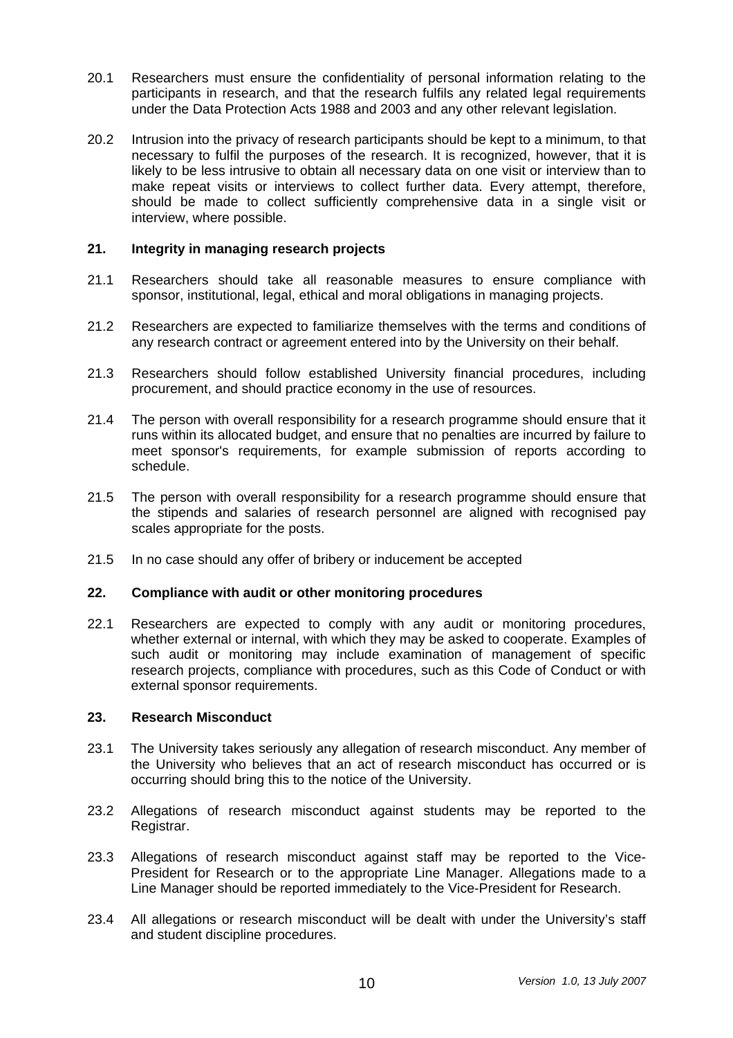20.1 Researchers must ensure the confidentiality of personal information relating to the participants in research, and that the research fulfils any related legal requirements under the Data Protection Acts 1988 and 2003 and any other relevant legislation.

20.2 Intrusion into the privacy of research participants should be kept to a minimum, to that necessary to fulfil the purposes of the research. It is recognized, however, that it is likely to be less intrusive to obtain all necessary data on one visit or interview than to make repeat visits or interviews to collect further data. Every attempt, therefore, should be made to collect sufficiently comprehensive data in a single visit or interview, where possible.

## 21. Integrity in managing research projects

21.1 Researchers should take all reasonable measures to ensure compliance with sponsor, institutional, legal, ethical and moral obligations in managing projects.

21.2 Researchers are expected to familiarize themselves with the terms and conditions of any research contract or agreement entered into by the University on their behalf.

21.3 Researchers should follow established University financial procedures, including procurement, and should practice economy in the use of resources.

21.4 The person with overall responsibility for a research programme should ensure that it runs within its allocated budget, and ensure that no penalties are incurred by failure to meet sponsor's requirements, for example submission of reports according to schedule.

21.5 The person with overall responsibility for a research programme should ensure that the stipends and salaries of research personnel are aligned with recognised pay scales appropriate for the posts.

21.5 In no case should any offer of bribery or inducement be accepted

## 22. Compliance with audit or other monitoring procedures

22.1 Researchers are expected to comply with any audit or monitoring procedures, whether external or internal, with which they may be asked to cooperate. Examples of such audit or monitoring may include examination of management of specific research projects, compliance with procedures, such as this Code of Conduct or with external sponsor requirements.

## 23. Research Misconduct

23.1 The University takes seriously any allegation of research misconduct. Any member of the University who believes that an act of research misconduct has occurred or is occurring should bring this to the notice of the University.

23.2 Allegations of research misconduct against students may be reported to the Registrar.

23.3 Allegations of research misconduct against staff may be reported to the Vice-President for Research or to the appropriate Line Manager. Allegations made to a Line Manager should be reported immediately to the Vice-President for Research.

23.4 All allegations or research misconduct will be dealt with under the University's staff and student discipline procedures.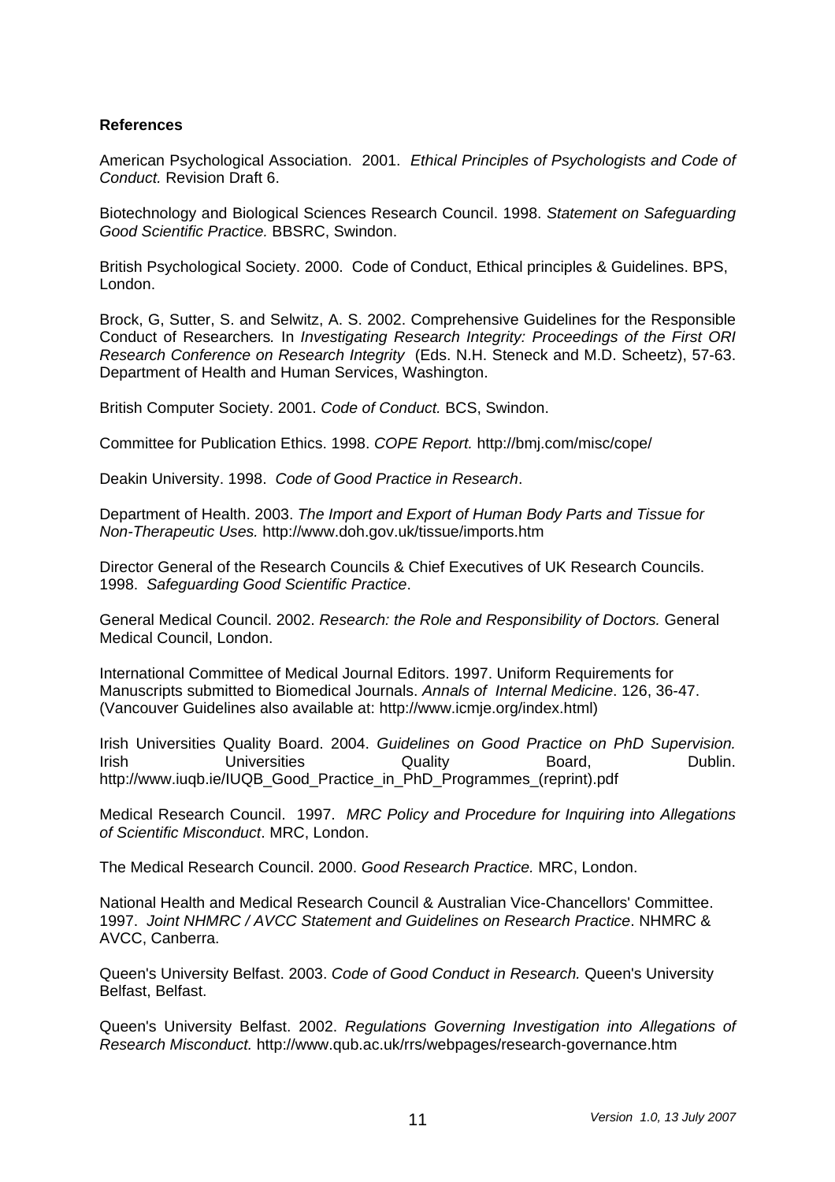**References**

American Psychological Association. 2001. *Ethical Principles of Psychologists and Code of Conduct.* Revision Draft 6.

Biotechnology and Biological Sciences Research Council. 1998. *Statement on Safeguarding Good Scientific Practice.* BBSRC, Swindon.

British Psychological Society. 2000. Code of Conduct, Ethical principles & Guidelines. BPS, London.

Brock, G, Sutter, S. and Selwitz, A. S. 2002. Comprehensive Guidelines for the Responsible Conduct of Researchers. In *Investigating Research Integrity: Proceedings of the First ORI Research Conference on Research Integrity* (Eds. N.H. Steneck and M.D. Scheetz), 57-63. Department of Health and Human Services, Washington.

British Computer Society. 2001. *Code of Conduct.* BCS, Swindon.

Committee for Publication Ethics. 1998. *COPE Report.* http://bmj.com/misc/cope/

Deakin University. 1998. *Code of Good Practice in Research*.

Department of Health. 2003. *The Import and Export of Human Body Parts and Tissue for Non-Therapeutic Uses.* http://www.doh.gov.uk/tissue/imports.htm

Director General of the Research Councils & Chief Executives of UK Research Councils. 1998. *Safeguarding Good Scientific Practice*.

General Medical Council. 2002. *Research: the Role and Responsibility of Doctors.* General Medical Council, London.

International Committee of Medical Journal Editors. 1997. Uniform Requirements for Manuscripts submitted to Biomedical Journals. *Annals of Internal Medicine*. 126, 36-47. (Vancouver Guidelines also available at: http://www.icmje.org/index.html)

Irish Universities Quality Board. 2004. *Guidelines on Good Practice on PhD Supervision.* Irish Universities Quality Board, Dublin. http://www.iuqb.ie/IUQB_Good_Practice_in_PhD_Programmes_(reprint).pdf

Medical Research Council. 1997. *MRC Policy and Procedure for Inquiring into Allegations of Scientific Misconduct*. MRC, London.

The Medical Research Council. 2000. *Good Research Practice.* MRC, London.

National Health and Medical Research Council & Australian Vice-Chancellors' Committee. 1997. *Joint NHMRC / AVCC Statement and Guidelines on Research Practice*. NHMRC & AVCC, Canberra.

Queen's University Belfast. 2003. *Code of Good Conduct in Research.* Queen's University Belfast, Belfast.

Queen's University Belfast. 2002. *Regulations Governing Investigation into Allegations of Research Misconduct.* http://www.qub.ac.uk/rrs/webpages/research-governance.htm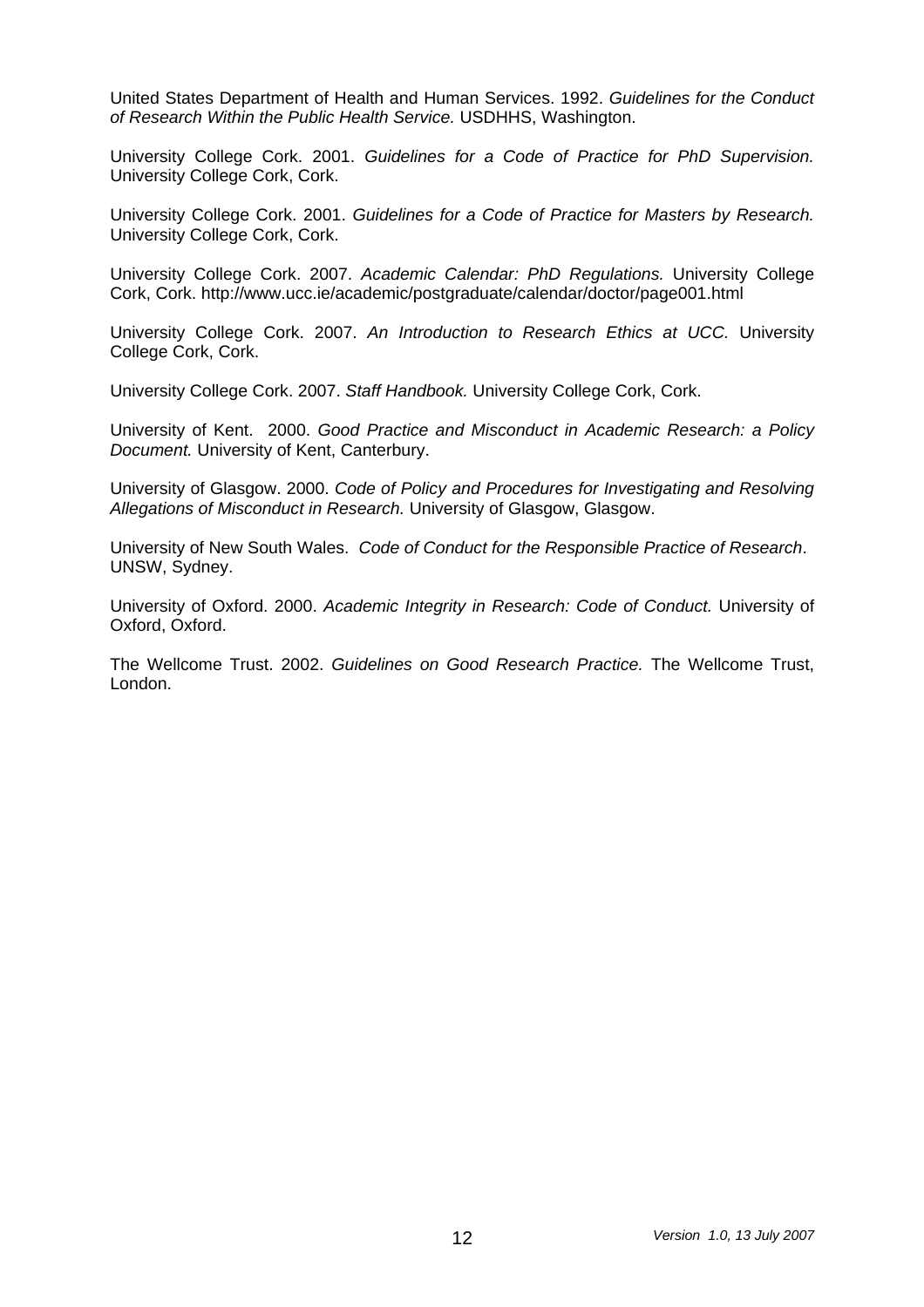United States Department of Health and Human Services. 1992. *Guidelines for the Conduct of Research Within the Public Health Service.* USDHHS, Washington.

University College Cork. 2001. *Guidelines for a Code of Practice for PhD Supervision.* University College Cork, Cork.

University College Cork. 2001. *Guidelines for a Code of Practice for Masters by Research.* University College Cork, Cork.

University College Cork. 2007. *Academic Calendar: PhD Regulations.* University College Cork, Cork. http://www.ucc.ie/academic/postgraduate/calendar/doctor/page001.html

University College Cork. 2007. *An Introduction to Research Ethics at UCC.* University College Cork, Cork.

University College Cork. 2007. *Staff Handbook.* University College Cork, Cork.

University of Kent. 2000. *Good Practice and Misconduct in Academic Research: a Policy Document.* University of Kent, Canterbury.

University of Glasgow. 2000. *Code of Policy and Procedures for Investigating and Resolving Allegations of Misconduct in Research.* University of Glasgow, Glasgow.

University of New South Wales. *Code of Conduct for the Responsible Practice of Research*. UNSW, Sydney.

University of Oxford. 2000. *Academic Integrity in Research: Code of Conduct.* University of Oxford, Oxford.

The Wellcome Trust. 2002. *Guidelines on Good Research Practice.* The Wellcome Trust, London.